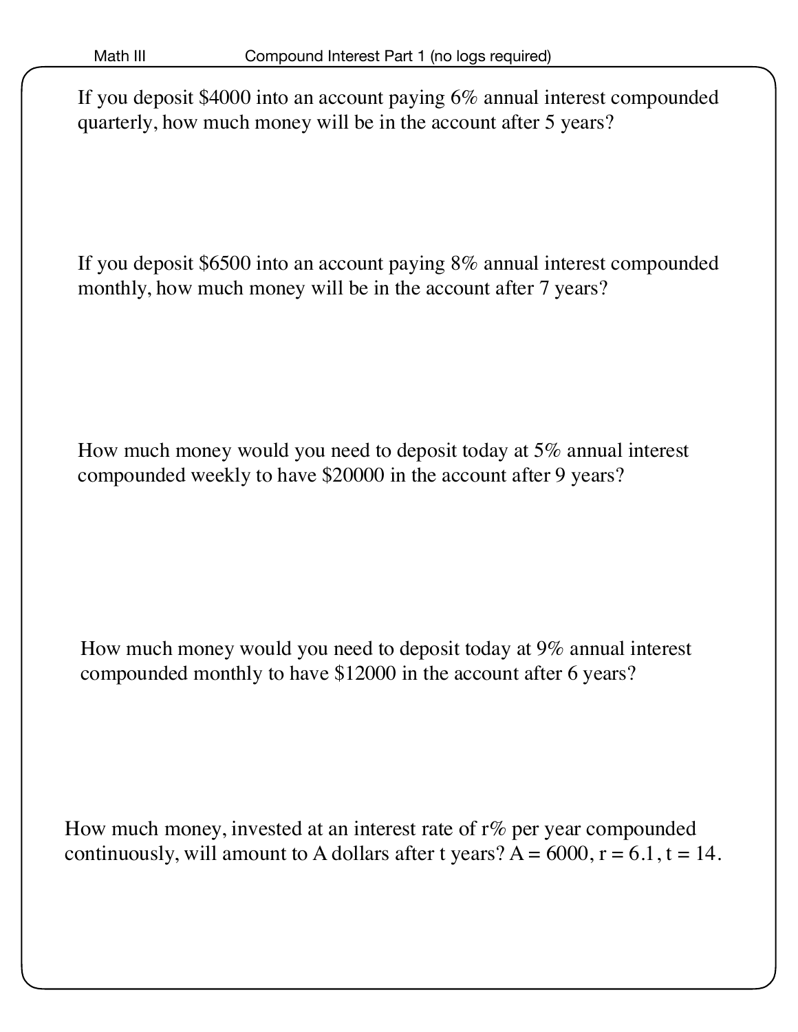Math III Compound Interest Part 1 (no logs required)

If you deposit $4000 into an account paying 6% annual interest compounded quarterly, how much money will be in the account after 5 years?

If you deposit $6500 into an account paying 8% annual interest compounded monthly, how much money will be in the account after 7 years?

How much money would you need to deposit today at 5% annual interest compounded weekly to have $20000 in the account after 9 years?

How much money would you need to deposit today at 9% annual interest compounded monthly to have $12000 in the account after 6 years?

How much money, invested at an interest rate of r% per year compounded continuously, will amount to A dollars after t years? $A = 6000$, $r = 6.1$, $t = 14$.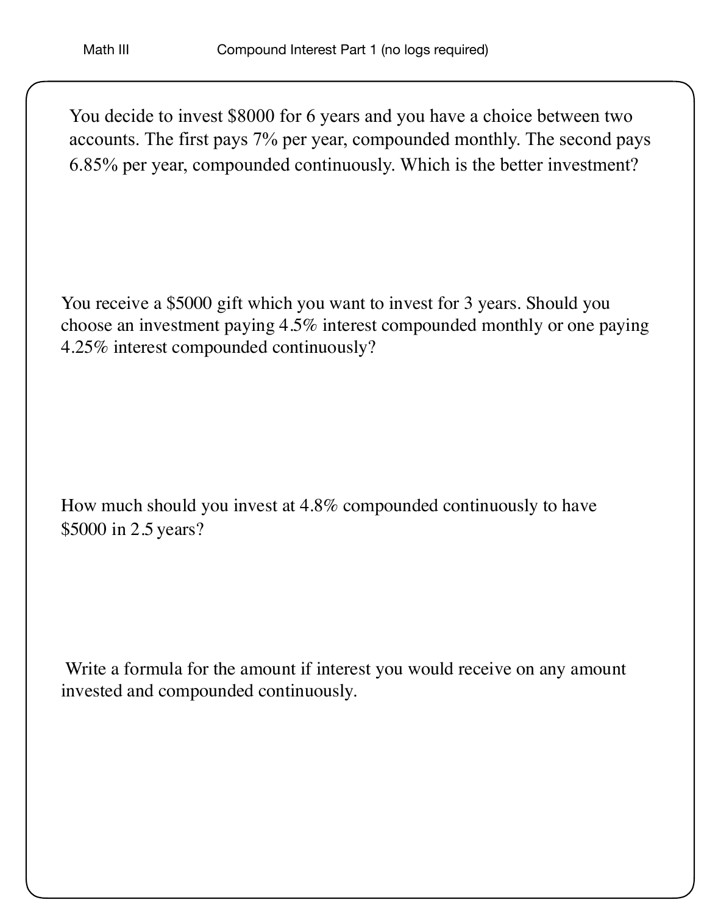You decide to invest $8000 for 6 years and you have a choice between two accounts. The first pays 7% per year, compounded monthly. The second pays 6.85% per year, compounded continuously. Which is the better investment?

You receive a $5000 gift which you want to invest for 3 years. Should you choose an investment paying 4.5% interest compounded monthly or one paying 4.25% interest compounded continuously?

How much should you invest at 4.8% compounded continuously to have $5000 in 2.5 years?

Write a formula for the amount if interest you would receive on any amount invested and compounded continuously.